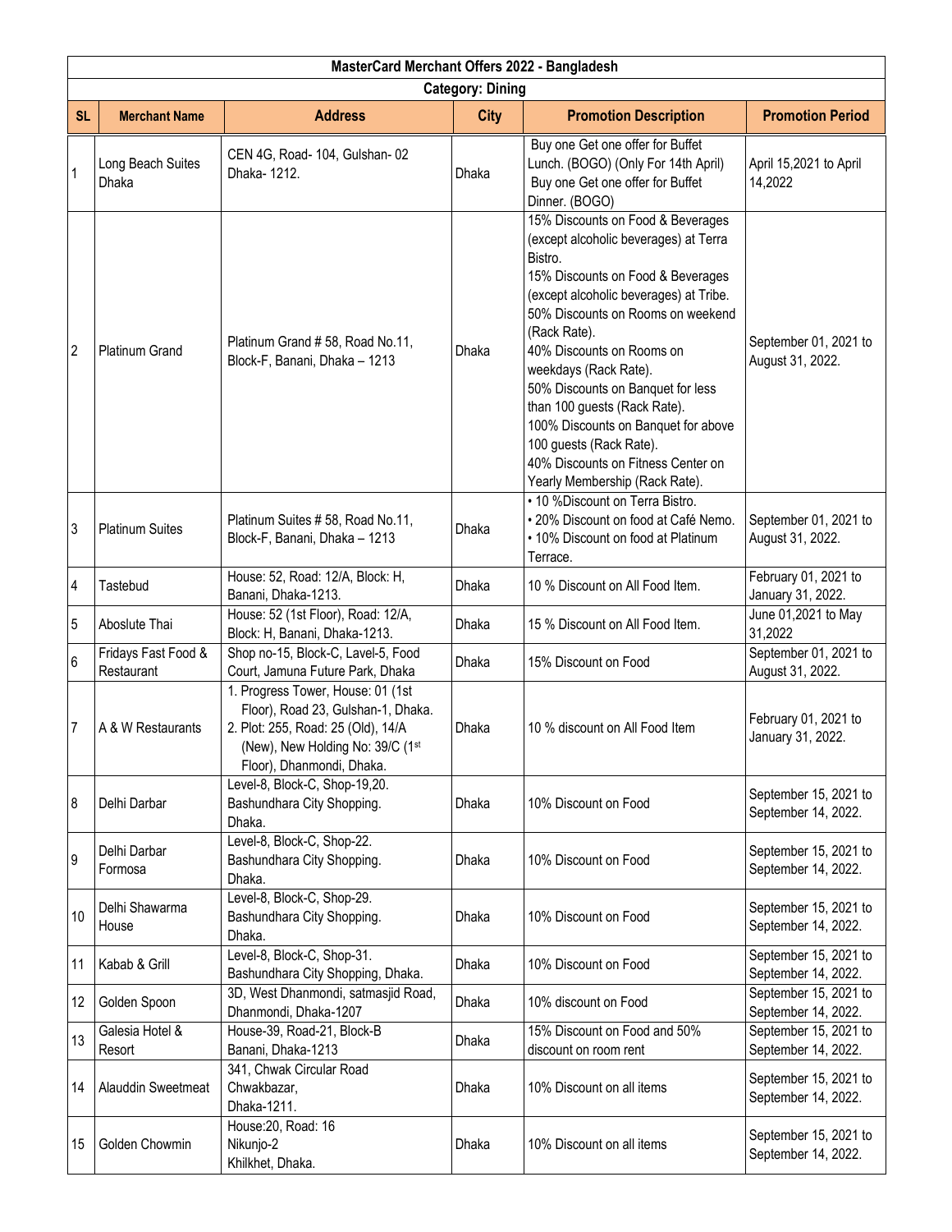| MasterCard Merchant Offers 2022 - Bangladesh | | | | | |
|---|---|---|---|---|---|
| Category: Dining | | | | | |
| SL | Merchant Name | Address | City | Promotion Description | Promotion Period |
| 1 | Long Beach Suites Dhaka | CEN 4G, Road- 104, Gulshan- 02 Dhaka- 1212. | Dhaka | Buy one Get one offer for Buffet Lunch. (BOGO) (Only For 14th April)<br>Buy one Get one offer for Buffet Dinner. (BOGO) | April 15,2021 to April 14,2022 |
| 2 | Platinum Grand | Platinum Grand # 58, Road No.11, Block-F, Banani, Dhaka – 1213 | Dhaka | 15% Discounts on Food & Beverages (except alcoholic beverages) at Terra Bistro.<br>15% Discounts on Food & Beverages (except alcoholic beverages) at Tribe.<br>50% Discounts on Rooms on weekend (Rack Rate).<br>40% Discounts on Rooms on weekdays (Rack Rate).<br>50% Discounts on Banquet for less than 100 guests (Rack Rate).<br>100% Discounts on Banquet for above 100 guests (Rack Rate).<br>40% Discounts on Fitness Center on Yearly Membership (Rack Rate). | September 01, 2021 to August 31, 2022. |
| 3 | Platinum Suites | Platinum Suites # 58, Road No.11, Block-F, Banani, Dhaka – 1213 | Dhaka | • 10 %Discount on Terra Bistro.<br>• 20% Discount on food at Café Nemo.<br>• 10% Discount on food at Platinum Terrace. | September 01, 2021 to August 31, 2022. |
| 4 | Tastebud | House: 52, Road: 12/A, Block: H, Banani, Dhaka-1213. | Dhaka | 10 % Discount on All Food Item. | February 01, 2021 to January 31, 2022. |
| 5 | Aboslute Thai | House: 52 (1st Floor), Road: 12/A, Block: H, Banani, Dhaka-1213. | Dhaka | 15 % Discount on All Food Item. | June 01,2021 to May 31,2022 |
| 6 | Fridays Fast Food & Restaurant | Shop no-15, Block-C, Lavel-5, Food Court, Jamuna Future Park, Dhaka | Dhaka | 15% Discount on Food | September 01, 2021 to August 31, 2022. |
| 7 | A & W Restaurants | 1. Progress Tower, House: 01 (1st Floor), Road 23, Gulshan-1, Dhaka.<br>2. Plot: 255, Road: 25 (Old), 14/A (New), New Holding No: 39/C (1st Floor), Dhanmondi, Dhaka. | Dhaka | 10 % discount on All Food Item | February 01, 2021 to January 31, 2022. |
| 8 | Delhi Darbar | Level-8, Block-C, Shop-19,20. Bashundhara City Shopping. Dhaka. | Dhaka | 10% Discount on Food | September 15, 2021 to September 14, 2022. |
| 9 | Delhi Darbar Formosa | Level-8, Block-C, Shop-22. Bashundhara City Shopping. Dhaka. | Dhaka | 10% Discount on Food | September 15, 2021 to September 14, 2022. |
| 10 | Delhi Shawarma House | Level-8, Block-C, Shop-29. Bashundhara City Shopping. Dhaka. | Dhaka | 10% Discount on Food | September 15, 2021 to September 14, 2022. |
| 11 | Kabab & Grill | Level-8, Block-C, Shop-31. Bashundhara City Shopping, Dhaka. | Dhaka | 10% Discount on Food | September 15, 2021 to September 14, 2022. |
| 12 | Golden Spoon | 3D, West Dhanmondi, satmasjid Road, Dhanmondi, Dhaka-1207 | Dhaka | 10% discount on Food | September 15, 2021 to September 14, 2022. |
| 13 | Galesia Hotel & Resort | House-39, Road-21, Block-B Banani, Dhaka-1213 | Dhaka | 15% Discount on Food and 50% discount on room rent | September 15, 2021 to September 14, 2022. |
| 14 | Alauddin Sweetmeat | 341, Chwak Circular Road Chwakbazar, Dhaka-1211. | Dhaka | 10% Discount on all items | September 15, 2021 to September 14, 2022. |
| 15 | Golden Chowmin | House:20, Road: 16 Nikunjo-2 Khilkhet, Dhaka. | Dhaka | 10% Discount on all items | September 15, 2021 to September 14, 2022. |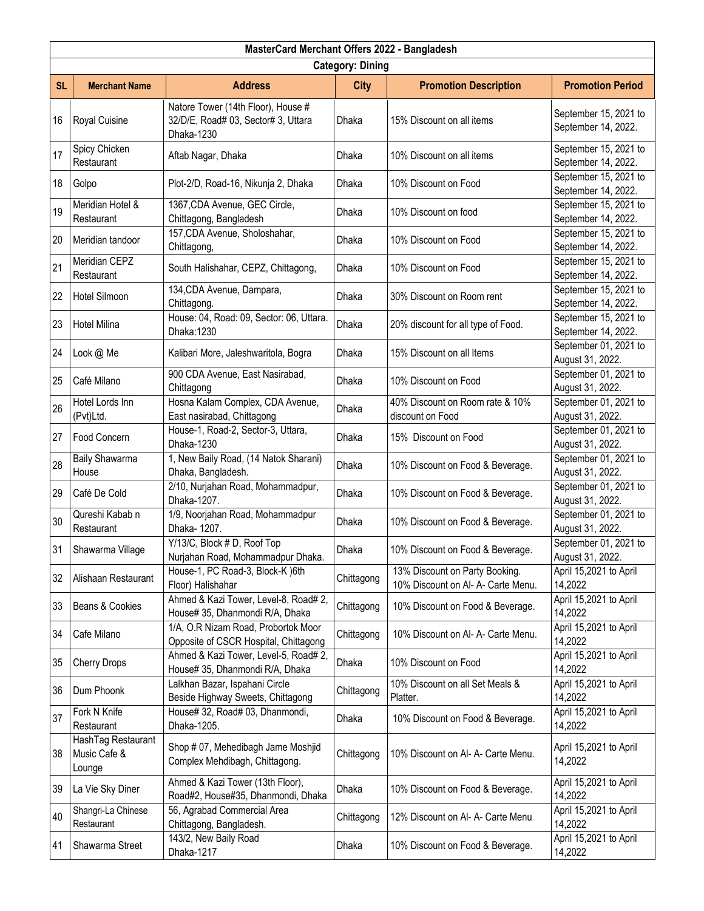| MasterCard Merchant Offers 2022 - Bangladesh | | | | | |
|---|---|---|---|---|---|
| Category: Dining | | | | | |
| **SL** | **Merchant Name** | **Address** | **City** | **Promotion Description** | **Promotion Period** |
| 16 | Royal Cuisine | Natore Tower (14th Floor), House # 32/D/E, Road# 03, Sector# 3, Uttara Dhaka-1230 | Dhaka | 15% Discount on all items | September 15, 2021 to September 14, 2022. |
| 17 | Spicy Chicken Restaurant | Aftab Nagar, Dhaka | Dhaka | 10% Discount on all items | September 15, 2021 to September 14, 2022. |
| 18 | Golpo | Plot-2/D, Road-16, Nikunja 2, Dhaka | Dhaka | 10% Discount on Food | September 15, 2021 to September 14, 2022. |
| 19 | Meridian Hotel & Restaurant | 1367,CDA Avenue, GEC Circle, Chittagong, Bangladesh | Dhaka | 10% Discount on food | September 15, 2021 to September 14, 2022. |
| 20 | Meridian tandoor | 157,CDA Avenue, Sholoshahar, Chittagong, | Dhaka | 10% Discount on Food | September 15, 2021 to September 14, 2022. |
| 21 | Meridian CEPZ Restaurant | South Halishahar, CEPZ, Chittagong, | Dhaka | 10% Discount on Food | September 15, 2021 to September 14, 2022. |
| 22 | Hotel Silmoon | 134,CDA Avenue, Dampara, Chittagong. | Dhaka | 30% Discount on Room rent | September 15, 2021 to September 14, 2022. |
| 23 | Hotel Milina | House: 04, Road: 09, Sector: 06, Uttara. Dhaka:1230 | Dhaka | 20% discount for all type of Food. | September 15, 2021 to September 14, 2022. |
| 24 | Look @ Me | Kalibari More, Jaleshwaritola, Bogra | Dhaka | 15% Discount on all Items | September 01, 2021 to August 31, 2022. |
| 25 | Café Milano | 900 CDA Avenue, East Nasirabad, Chittagong | Dhaka | 10% Discount on Food | September 01, 2021 to August 31, 2022. |
| 26 | Hotel Lords Inn (Pvt)Ltd. | Hosna Kalam Complex, CDA Avenue, East nasirabad, Chittagong | Dhaka | 40% Discount on Room rate & 10% discount on Food | September 01, 2021 to August 31, 2022. |
| 27 | Food Concern | House-1, Road-2, Sector-3, Uttara, Dhaka-1230 | Dhaka | 15% Discount on Food | September 01, 2021 to August 31, 2022. |
| 28 | Baily Shawarma House | 1, New Baily Road, (14 Natok Sharani) Dhaka, Bangladesh. | Dhaka | 10% Discount on Food & Beverage. | September 01, 2021 to August 31, 2022. |
| 29 | Café De Cold | 2/10, Nurjahan Road, Mohammadpur, Dhaka-1207. | Dhaka | 10% Discount on Food & Beverage. | September 01, 2021 to August 31, 2022. |
| 30 | Qureshi Kabab n Restaurant | 1/9, Noorjahan Road, Mohammadpur Dhaka- 1207. | Dhaka | 10% Discount on Food & Beverage. | September 01, 2021 to August 31, 2022. |
| 31 | Shawarma Village | Y/13/C, Block # D, Roof Top Nurjahan Road, Mohammadpur Dhaka. | Dhaka | 10% Discount on Food & Beverage. | September 01, 2021 to August 31, 2022. |
| 32 | Alishaan Restaurant | House-1, PC Road-3, Block-K )6th Floor) Halishahar | Chittagong | 13% Discount on Party Booking. 10% Discount on Al- A- Carte Menu. | April 15,2021 to April 14,2022 |
| 33 | Beans & Cookies | Ahmed & Kazi Tower, Level-8, Road# 2, House# 35, Dhanmondi R/A, Dhaka | Chittagong | 10% Discount on Food & Beverage. | April 15,2021 to April 14,2022 |
| 34 | Cafe Milano | 1/A, O.R Nizam Road, Probortok Moor Opposite of CSCR Hospital, Chittagong | Chittagong | 10% Discount on Al- A- Carte Menu. | April 15,2021 to April 14,2022 |
| 35 | Cherry Drops | Ahmed & Kazi Tower, Level-5, Road# 2, House# 35, Dhanmondi R/A, Dhaka | Dhaka | 10% Discount on Food | April 15,2021 to April 14,2022 |
| 36 | Dum Phoonk | Lalkhan Bazar, Ispahani Circle Beside Highway Sweets, Chittagong | Chittagong | 10% Discount on all Set Meals & Platter. | April 15,2021 to April 14,2022 |
| 37 | Fork N Knife Restaurant | House# 32, Road# 03, Dhanmondi, Dhaka-1205. | Dhaka | 10% Discount on Food & Beverage. | April 15,2021 to April 14,2022 |
| 38 | HashTag Restaurant Music Cafe & Lounge | Shop # 07, Mehedibagh Jame Moshjid Complex Mehdibagh, Chittagong. | Chittagong | 10% Discount on Al- A- Carte Menu. | April 15,2021 to April 14,2022 |
| 39 | La Vie Sky Diner | Ahmed & Kazi Tower (13th Floor), Road#2, House#35, Dhanmondi, Dhaka | Dhaka | 10% Discount on Food & Beverage. | April 15,2021 to April 14,2022 |
| 40 | Shangri-La Chinese Restaurant | 56, Agrabad Commercial Area Chittagong, Bangladesh. | Chittagong | 12% Discount on Al- A- Carte Menu | April 15,2021 to April 14,2022 |
| 41 | Shawarma Street | 143/2, New Baily Road Dhaka-1217 | Dhaka | 10% Discount on Food & Beverage. | April 15,2021 to April 14,2022 |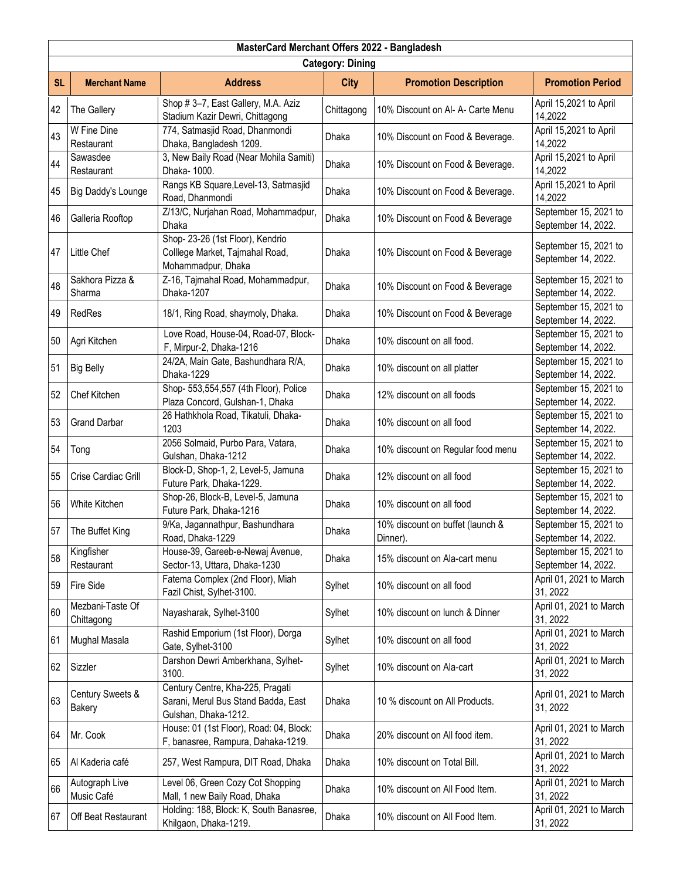| MasterCard Merchant Offers 2022 - Bangladesh | | | | | |
|---|---|---|---|---|---|
| Category: Dining | | | | | |
| SL | Merchant Name | Address | City | Promotion Description | Promotion Period |
| 42 | The Gallery | Shop # 3–7, East Gallery, M.A. Aziz Stadium Kazir Dewri, Chittagong | Chittagong | 10% Discount on Al- A- Carte Menu | April 15,2021 to April 14,2022 |
| 43 | W Fine Dine Restaurant | 774, Satmasjid Road, Dhanmondi Dhaka, Bangladesh 1209. | Dhaka | 10% Discount on Food & Beverage. | April 15,2021 to April 14,2022 |
| 44 | Sawasdee Restaurant | 3, New Baily Road (Near Mohila Samiti) Dhaka- 1000. | Dhaka | 10% Discount on Food & Beverage. | April 15,2021 to April 14,2022 |
| 45 | Big Daddy's Lounge | Rangs KB Square,Level-13, Satmasjid Road, Dhanmondi | Dhaka | 10% Discount on Food & Beverage. | April 15,2021 to April 14,2022 |
| 46 | Galleria Rooftop | Z/13/C, Nurjahan Road, Mohammadpur, Dhaka | Dhaka | 10% Discount on Food & Beverage | September 15, 2021 to September 14, 2022. |
| 47 | Little Chef | Shop- 23-26 (1st Floor), Kendrio Colllege Market, Tajmahal Road, Mohammadpur, Dhaka | Dhaka | 10% Discount on Food & Beverage | September 15, 2021 to September 14, 2022. |
| 48 | Sakhora Pizza & Sharma | Z-16, Tajmahal Road, Mohammadpur, Dhaka-1207 | Dhaka | 10% Discount on Food & Beverage | September 15, 2021 to September 14, 2022. |
| 49 | RedRes | 18/1, Ring Road, shaymoly, Dhaka. | Dhaka | 10% Discount on Food & Beverage | September 15, 2021 to September 14, 2022. |
| 50 | Agri Kitchen | Love Road, House-04, Road-07, Block-F, Mirpur-2, Dhaka-1216 | Dhaka | 10% discount on all food. | September 15, 2021 to September 14, 2022. |
| 51 | Big Belly | 24/2A, Main Gate, Bashundhara R/A, Dhaka-1229 | Dhaka | 10% discount on all platter | September 15, 2021 to September 14, 2022. |
| 52 | Chef Kitchen | Shop- 553,554,557 (4th Floor), Police Plaza Concord, Gulshan-1, Dhaka | Dhaka | 12% discount on all foods | September 15, 2021 to September 14, 2022. |
| 53 | Grand Darbar | 26 Hathkhola Road, Tikatuli, Dhaka-1203 | Dhaka | 10% discount on all food | September 15, 2021 to September 14, 2022. |
| 54 | Tong | 2056 Solmaid, Purbo Para, Vatara, Gulshan, Dhaka-1212 | Dhaka | 10% discount on Regular food menu | September 15, 2021 to September 14, 2022. |
| 55 | Crise Cardiac Grill | Block-D, Shop-1, 2, Level-5, Jamuna Future Park, Dhaka-1229. | Dhaka | 12% discount on all food | September 15, 2021 to September 14, 2022. |
| 56 | White Kitchen | Shop-26, Block-B, Level-5, Jamuna Future Park, Dhaka-1216 | Dhaka | 10% discount on all food | September 15, 2021 to September 14, 2022. |
| 57 | The Buffet King | 9/Ka, Jagannathpur, Bashundhara Road, Dhaka-1229 | Dhaka | 10% discount on buffet (launch & Dinner). | September 15, 2021 to September 14, 2022. |
| 58 | Kingfisher Restaurant | House-39, Gareeb-e-Newaj Avenue, Sector-13, Uttara, Dhaka-1230 | Dhaka | 15% discount on Ala-cart menu | September 15, 2021 to September 14, 2022. |
| 59 | Fire Side | Fatema Complex (2nd Floor), Miah Fazil Chist, Sylhet-3100. | Sylhet | 10% discount on all food | April 01, 2021 to March 31, 2022 |
| 60 | Mezbani-Taste Of Chittagong | Nayasharak, Sylhet-3100 | Sylhet | 10% discount on lunch & Dinner | April 01, 2021 to March 31, 2022 |
| 61 | Mughal Masala | Rashid Emporium (1st Floor), Dorga Gate, Sylhet-3100 | Sylhet | 10% discount on all food | April 01, 2021 to March 31, 2022 |
| 62 | Sizzler | Darshon Dewri Amberkhana, Sylhet-3100. | Sylhet | 10% discount on Ala-cart | April 01, 2021 to March 31, 2022 |
| 63 | Century Sweets & Bakery | Century Centre, Kha-225, Pragati Sarani, Merul Bus Stand Badda, East Gulshan, Dhaka-1212. | Dhaka | 10 % discount on All Products. | April 01, 2021 to March 31, 2022 |
| 64 | Mr. Cook | House: 01 (1st Floor), Road: 04, Block: F, banasree, Rampura, Dahaka-1219. | Dhaka | 20% discount on All food item. | April 01, 2021 to March 31, 2022 |
| 65 | Al Kaderia café | 257, West Rampura, DIT Road, Dhaka | Dhaka | 10% discount on Total Bill. | April 01, 2021 to March 31, 2022 |
| 66 | Autograph Live Music Café | Level 06, Green Cozy Cot Shopping Mall, 1 new Baily Road, Dhaka | Dhaka | 10% discount on All Food Item. | April 01, 2021 to March 31, 2022 |
| 67 | Off Beat Restaurant | Holding: 188, Block: K, South Banasree, Khilgaon, Dhaka-1219. | Dhaka | 10% discount on All Food Item. | April 01, 2021 to March 31, 2022 |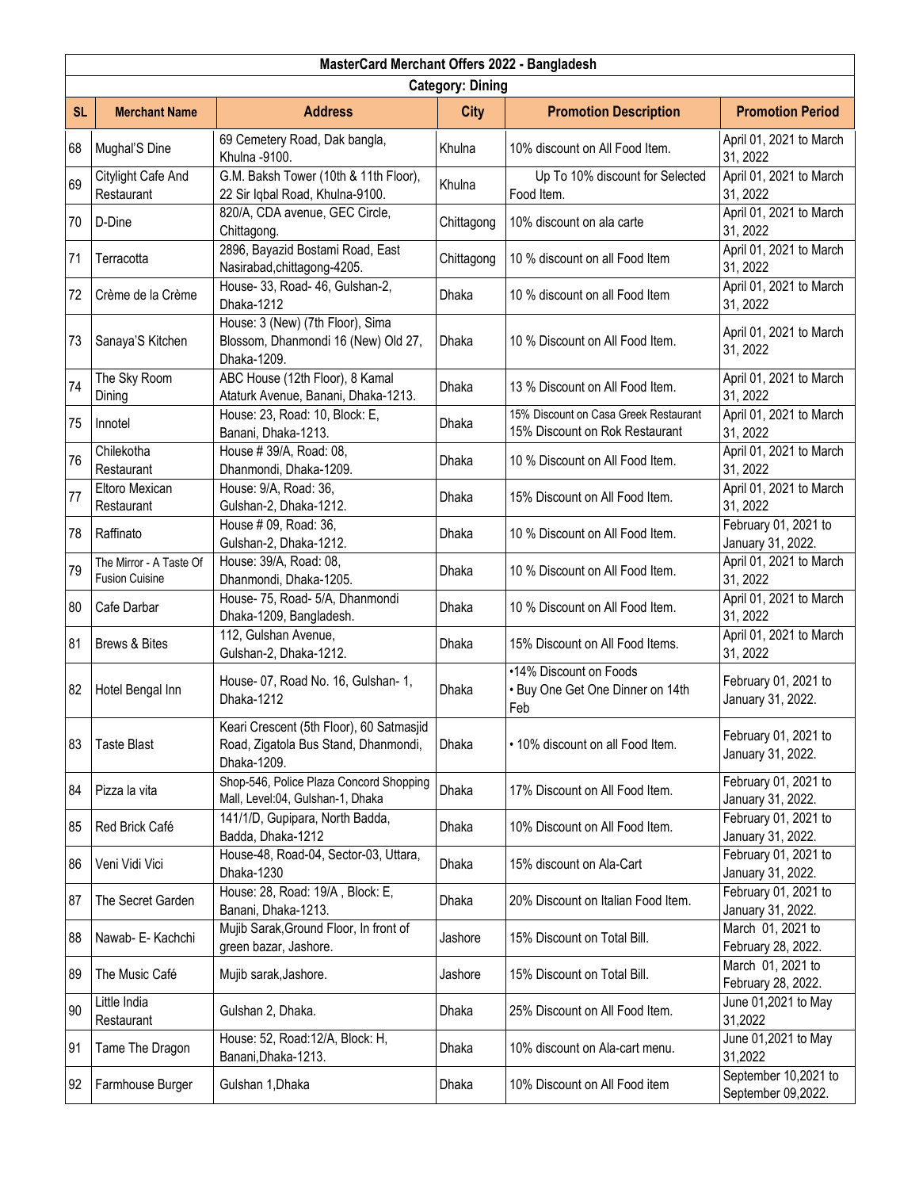| MasterCard Merchant Offers 2022 - Bangladesh | | | | | |
|---|---|---|---|---|---|
| Category: Dining | | | | | |
| SL | Merchant Name | Address | City | Promotion Description | Promotion Period |
| 68 | Mughal'S Dine | 69 Cemetery Road, Dak bangla, Khulna -9100. | Khulna | 10% discount on All Food Item. | April 01, 2021 to March 31, 2022 |
| 69 | Citylight Cafe And Restaurant | G.M. Baksh Tower (10th & 11th Floor), 22 Sir Iqbal Road, Khulna-9100. | Khulna | Up To 10% discount for Selected Food Item. | April 01, 2021 to March 31, 2022 |
| 70 | D-Dine | 820/A, CDA avenue, GEC Circle, Chittagong. | Chittagong | 10% discount on ala carte | April 01, 2021 to March 31, 2022 |
| 71 | Terracotta | 2896, Bayazid Bostami Road, East Nasirabad,chittagong-4205. | Chittagong | 10 % discount on all Food Item | April 01, 2021 to March 31, 2022 |
| 72 | Crème de la Crème | House- 33, Road- 46, Gulshan-2, Dhaka-1212 | Dhaka | 10 % discount on all Food Item | April 01, 2021 to March 31, 2022 |
| 73 | Sanaya'S Kitchen | House: 3 (New) (7th Floor), Sima Blossom, Dhanmondi 16 (New) Old 27, Dhaka-1209. | Dhaka | 10 % Discount on All Food Item. | April 01, 2021 to March 31, 2022 |
| 74 | The Sky Room Dining | ABC House (12th Floor), 8 Kamal Ataturk Avenue, Banani, Dhaka-1213. | Dhaka | 13 % Discount on All Food Item. | April 01, 2021 to March 31, 2022 |
| 75 | Innotel | House: 23, Road: 10, Block: E, Banani, Dhaka-1213. | Dhaka | 15% Discount on Casa Greek Restaurant<br>15% Discount on Rok Restaurant | April 01, 2021 to March 31, 2022 |
| 76 | Chilekotha Restaurant | House # 39/A, Road: 08, Dhanmondi, Dhaka-1209. | Dhaka | 10 % Discount on All Food Item. | April 01, 2021 to March 31, 2022 |
| 77 | Eltoro Mexican Restaurant | House: 9/A, Road: 36, Gulshan-2, Dhaka-1212. | Dhaka | 15% Discount on All Food Item. | April 01, 2021 to March 31, 2022 |
| 78 | Raffinato | House # 09, Road: 36, Gulshan-2, Dhaka-1212. | Dhaka | 10 % Discount on All Food Item. | February 01, 2021 to January 31, 2022. |
| 79 | The Mirror - A Taste Of Fusion Cuisine | House: 39/A, Road: 08, Dhanmondi, Dhaka-1205. | Dhaka | 10 % Discount on All Food Item. | April 01, 2021 to March 31, 2022 |
| 80 | Cafe Darbar | House- 75, Road- 5/A, Dhanmondi Dhaka-1209, Bangladesh. | Dhaka | 10 % Discount on All Food Item. | April 01, 2021 to March 31, 2022 |
| 81 | Brews & Bites | 112, Gulshan Avenue, Gulshan-2, Dhaka-1212. | Dhaka | 15% Discount on All Food Items. | April 01, 2021 to March 31, 2022 |
| 82 | Hotel Bengal Inn | House- 07, Road No. 16, Gulshan- 1, Dhaka-1212 | Dhaka | •14% Discount on Foods<br>• Buy One Get One Dinner on 14th Feb | February 01, 2021 to January 31, 2022. |
| 83 | Taste Blast | Keari Crescent (5th Floor), 60 Satmasjid Road, Zigatola Bus Stand, Dhanmondi, Dhaka-1209. | Dhaka | • 10% discount on all Food Item. | February 01, 2021 to January 31, 2022. |
| 84 | Pizza la vita | Shop-546, Police Plaza Concord Shopping Mall, Level:04, Gulshan-1, Dhaka | Dhaka | 17% Discount on All Food Item. | February 01, 2021 to January 31, 2022. |
| 85 | Red Brick Café | 141/1/D, Gupipara, North Badda, Badda, Dhaka-1212 | Dhaka | 10% Discount on All Food Item. | February 01, 2021 to January 31, 2022. |
| 86 | Veni Vidi Vici | House-48, Road-04, Sector-03, Uttara, Dhaka-1230 | Dhaka | 15% discount on Ala-Cart | February 01, 2021 to January 31, 2022. |
| 87 | The Secret Garden | House: 28, Road: 19/A , Block: E, Banani, Dhaka-1213. | Dhaka | 20% Discount on Italian Food Item. | February 01, 2021 to January 31, 2022. |
| 88 | Nawab- E- Kachchi | Mujib Sarak,Ground Floor, In front of green bazar, Jashore. | Jashore | 15% Discount on Total Bill. | March 01, 2021 to February 28, 2022. |
| 89 | The Music Café | Mujib sarak,Jashore. | Jashore | 15% Discount on Total Bill. | March 01, 2021 to February 28, 2022. |
| 90 | Little India Restaurant | Gulshan 2, Dhaka. | Dhaka | 25% Discount on All Food Item. | June 01,2021 to May 31,2022 |
| 91 | Tame The Dragon | House: 52, Road:12/A, Block: H, Banani,Dhaka-1213. | Dhaka | 10% discount on Ala-cart menu. | June 01,2021 to May 31,2022 |
| 92 | Farmhouse Burger | Gulshan 1,Dhaka | Dhaka | 10% Discount on All Food item | September 10,2021 to September 09,2022. |